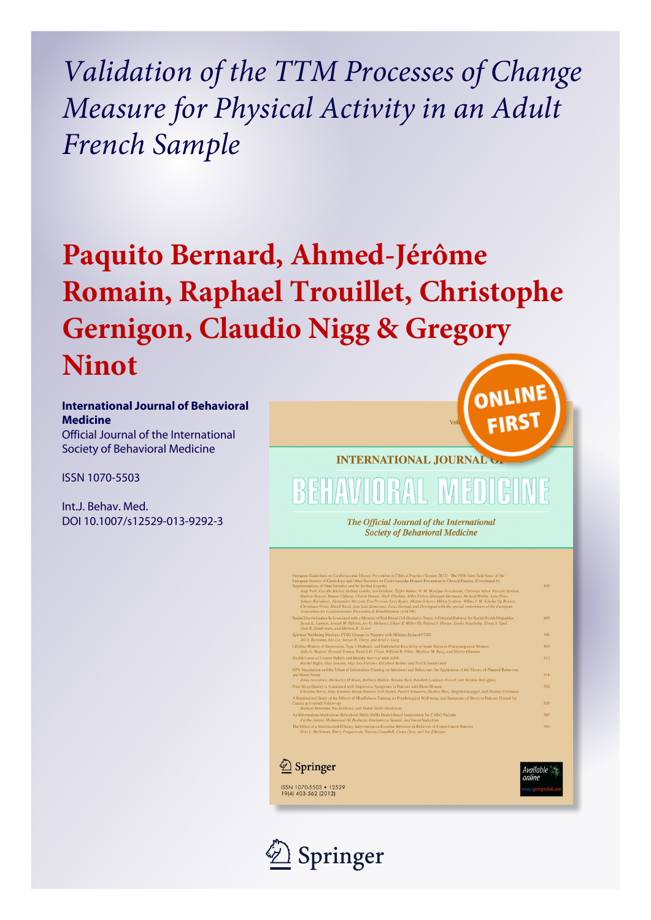# Validation of the TTM Processes of Change Measure for Physical Activity in an Adult French Sample

## Paquito Bernard, Ahmed-Jérôme Romain, Raphael Trouillet, Christophe Gernigon, Claudio Nigg & Gregory Ninot

**International Journal of Behavioral Medicine**

Official Journal of the International Society of Behavioral Medicine

ISSN 1070-5503

Int.J. Behav. Med.

DOI 10.1007/s12529-013-9292-3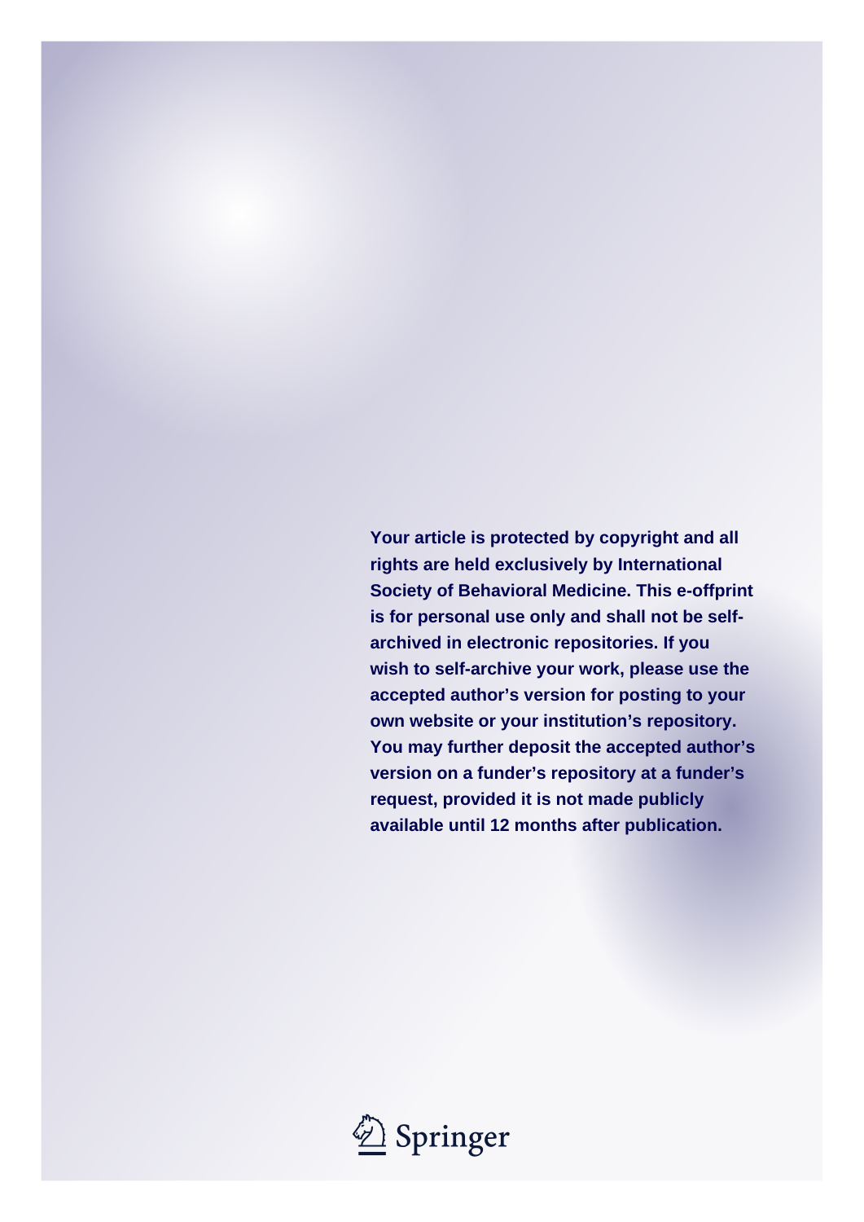**Your article is protected by copyright and all rights are held exclusively by International Society of Behavioral Medicine. This e-offprint is for personal use only and shall not be self-archived in electronic repositories. If you wish to self-archive your work, please use the accepted author's version for posting to your own website or your institution's repository. You may further deposit the accepted author's version on a funder's repository at a funder's request, provided it is not made publicly available until 12 months after publication.**

Springer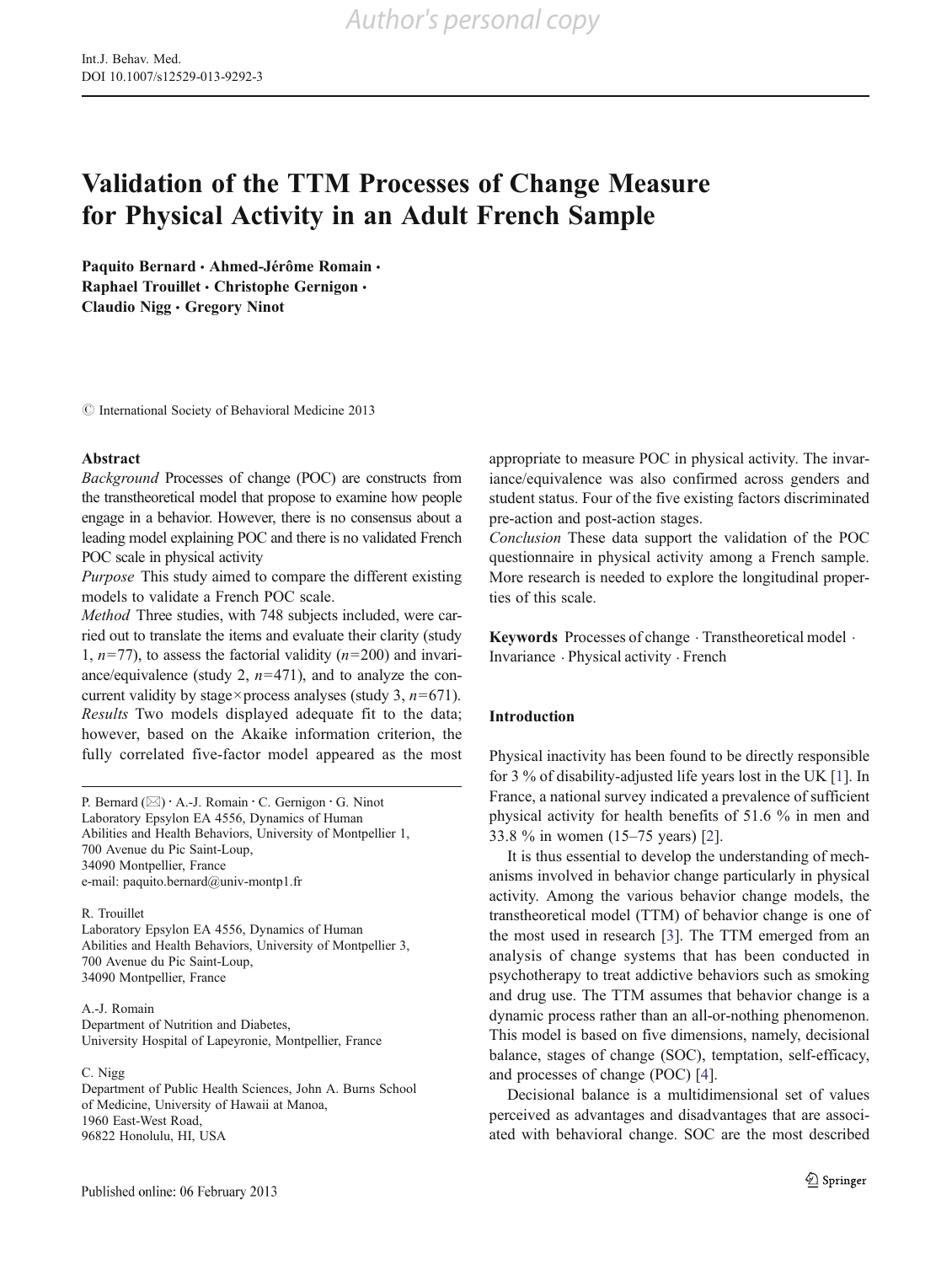# Validation of the TTM Processes of Change Measure for Physical Activity in an Adult French Sample

**Paquito Bernard · Ahmed-Jérôme Romain · Raphael Trouillet · Christophe Gernigon · Claudio Nigg · Gregory Ninot**

© International Society of Behavioral Medicine 2013

## Abstract

*Background* Processes of change (POC) are constructs from the transtheoretical model that propose to examine how people engage in a behavior. However, there is no consensus about a leading model explaining POC and there is no validated French POC scale in physical activity

*Purpose* This study aimed to compare the different existing models to validate a French POC scale.

*Method* Three studies, with 748 subjects included, were carried out to translate the items and evaluate their clarity (study 1, $n=77$), to assess the factorial validity ($n=200$) and invariance/equivalence (study 2, $n=471$), and to analyze the concurrent validity by stage×process analyses (study 3, $n=671$).

*Results* Two models displayed adequate fit to the data; however, based on the Akaike information criterion, the fully correlated five-factor model appeared as the most appropriate to measure POC in physical activity. The invariance/equivalence was also confirmed across genders and student status. Four of the five existing factors discriminated pre-action and post-action stages.

*Conclusion* These data support the validation of the POC questionnaire in physical activity among a French sample. More research is needed to explore the longitudinal properties of this scale.

**Keywords** Processes of change · Transtheoretical model · Invariance · Physical activity · French

P. Bernard (✉) · A.-J. Romain · C. Gernigon · G. Ninot
Laboratory Epsylon EA 4556, Dynamics of Human Abilities and Health Behaviors, University of Montpellier 1, 700 Avenue du Pic Saint-Loup, 34090 Montpellier, France
e-mail: paquito.bernard@univ-montp1.fr

R. Trouillet
Laboratory Epsylon EA 4556, Dynamics of Human Abilities and Health Behaviors, University of Montpellier 3, 700 Avenue du Pic Saint-Loup, 34090 Montpellier, France

A.-J. Romain
Department of Nutrition and Diabetes, University Hospital of Lapeyronie, Montpellier, France

C. Nigg
Department of Public Health Sciences, John A. Burns School of Medicine, University of Hawaii at Manoa, 1960 East-West Road, 96822 Honolulu, HI, USA

## Introduction

Physical inactivity has been found to be directly responsible for 3 % of disability-adjusted life years lost in the UK [1]. In France, a national survey indicated a prevalence of sufficient physical activity for health benefits of 51.6 % in men and 33.8 % in women (15–75 years) [2].

It is thus essential to develop the understanding of mechanisms involved in behavior change particularly in physical activity. Among the various behavior change models, the transtheoretical model (TTM) of behavior change is one of the most used in research [3]. The TTM emerged from an analysis of change systems that has been conducted in psychotherapy to treat addictive behaviors such as smoking and drug use. The TTM assumes that behavior change is a dynamic process rather than an all-or-nothing phenomenon. This model is based on five dimensions, namely, decisional balance, stages of change (SOC), temptation, self-efficacy, and processes of change (POC) [4].

Decisional balance is a multidimensional set of values perceived as advantages and disadvantages that are associated with behavioral change. SOC are the most described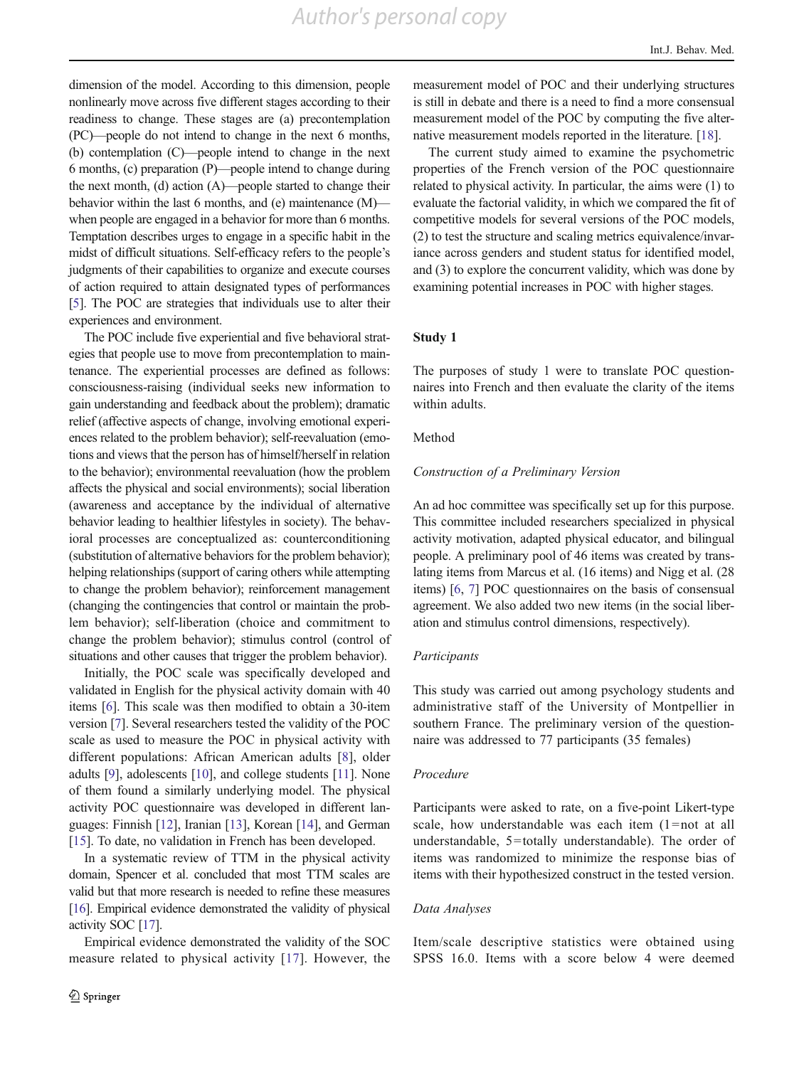dimension of the model. According to this dimension, people nonlinearly move across five different stages according to their readiness to change. These stages are (a) precontemplation (PC)—people do not intend to change in the next 6 months, (b) contemplation (C)—people intend to change in the next 6 months, (c) preparation (P)—people intend to change during the next month, (d) action (A)—people started to change their behavior within the last 6 months, and (e) maintenance (M)—when people are engaged in a behavior for more than 6 months. Temptation describes urges to engage in a specific habit in the midst of difficult situations. Self-efficacy refers to the people's judgments of their capabilities to organize and execute courses of action required to attain designated types of performances [5]. The POC are strategies that individuals use to alter their experiences and environment.

The POC include five experiential and five behavioral strategies that people use to move from precontemplation to maintenance. The experiential processes are defined as follows: consciousness-raising (individual seeks new information to gain understanding and feedback about the problem); dramatic relief (affective aspects of change, involving emotional experiences related to the problem behavior); self-reevaluation (emotions and views that the person has of himself/herself in relation to the behavior); environmental reevaluation (how the problem affects the physical and social environments); social liberation (awareness and acceptance by the individual of alternative behavior leading to healthier lifestyles in society). The behavioral processes are conceptualized as: counterconditioning (substitution of alternative behaviors for the problem behavior); helping relationships (support of caring others while attempting to change the problem behavior); reinforcement management (changing the contingencies that control or maintain the problem behavior); self-liberation (choice and commitment to change the problem behavior); stimulus control (control of situations and other causes that trigger the problem behavior).

Initially, the POC scale was specifically developed and validated in English for the physical activity domain with 40 items [6]. This scale was then modified to obtain a 30-item version [7]. Several researchers tested the validity of the POC scale as used to measure the POC in physical activity with different populations: African American adults [8], older adults [9], adolescents [10], and college students [11]. None of them found a similarly underlying model. The physical activity POC questionnaire was developed in different languages: Finnish [12], Iranian [13], Korean [14], and German [15]. To date, no validation in French has been developed.

In a systematic review of TTM in the physical activity domain, Spencer et al. concluded that most TTM scales are valid but that more research is needed to refine these measures [16]. Empirical evidence demonstrated the validity of physical activity SOC [17].

Empirical evidence demonstrated the validity of the SOC measure related to physical activity [17]. However, the measurement model of POC and their underlying structures is still in debate and there is a need to find a more consensual measurement model of the POC by computing the five alternative measurement models reported in the literature. [18].

The current study aimed to examine the psychometric properties of the French version of the POC questionnaire related to physical activity. In particular, the aims were (1) to evaluate the factorial validity, in which we compared the fit of competitive models for several versions of the POC models, (2) to test the structure and scaling metrics equivalence/invariance across genders and student status for identified model, and (3) to explore the concurrent validity, which was done by examining potential increases in POC with higher stages.

## Study 1

The purposes of study 1 were to translate POC questionnaires into French and then evaluate the clarity of the items within adults.

### Method

#### *Construction of a Preliminary Version*

An ad hoc committee was specifically set up for this purpose. This committee included researchers specialized in physical activity motivation, adapted physical educator, and bilingual people. A preliminary pool of 46 items was created by translating items from Marcus et al. (16 items) and Nigg et al. (28 items) [6, 7] POC questionnaires on the basis of consensual agreement. We also added two new items (in the social liberation and stimulus control dimensions, respectively).

#### *Participants*

This study was carried out among psychology students and administrative staff of the University of Montpellier in southern France. The preliminary version of the questionnaire was addressed to 77 participants (35 females)

#### *Procedure*

Participants were asked to rate, on a five-point Likert-type scale, how understandable was each item (1=not at all understandable, 5=totally understandable). The order of items was randomized to minimize the response bias of items with their hypothesized construct in the tested version.

#### *Data Analyses*

Item/scale descriptive statistics were obtained using SPSS 16.0. Items with a score below 4 were deemed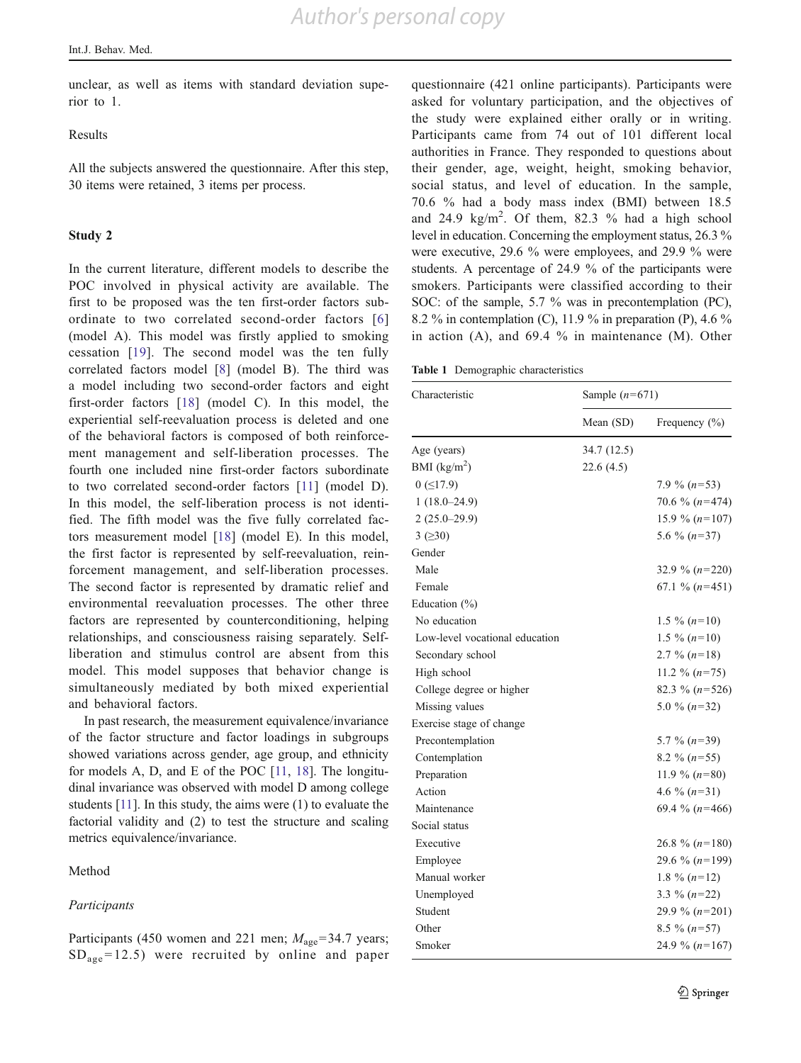unclear, as well as items with standard deviation superior to 1.

### Results

All the subjects answered the questionnaire. After this step, 30 items were retained, 3 items per process.

## Study 2

In the current literature, different models to describe the POC involved in physical activity are available. The first to be proposed was the ten first-order factors subordinate to two correlated second-order factors [6] (model A). This model was firstly applied to smoking cessation [19]. The second model was the ten fully correlated factors model [8] (model B). The third was a model including two second-order factors and eight first-order factors [18] (model C). In this model, the experiential self-reevaluation process is deleted and one of the behavioral factors is composed of both reinforcement management and self-liberation processes. The fourth one included nine first-order factors subordinate to two correlated second-order factors [11] (model D). In this model, the self-liberation process is not identified. The fifth model was the five fully correlated factors measurement model [18] (model E). In this model, the first factor is represented by self-reevaluation, reinforcement management, and self-liberation processes. The second factor is represented by dramatic relief and environmental reevaluation processes. The other three factors are represented by counterconditioning, helping relationships, and consciousness raising separately. Self-liberation and stimulus control are absent from this model. This model supposes that behavior change is simultaneously mediated by both mixed experiential and behavioral factors.

In past research, the measurement equivalence/invariance of the factor structure and factor loadings in subgroups showed variations across gender, age group, and ethnicity for models A, D, and E of the POC [11, 18]. The longitudinal invariance was observed with model D among college students [11]. In this study, the aims were (1) to evaluate the factorial validity and (2) to test the structure and scaling metrics equivalence/invariance.

### Method

#### *Participants*

Participants (450 women and 221 men; $M_{age}$=34.7 years; $SD_{age}$=12.5) were recruited by online and paper questionnaire (421 online participants). Participants were asked for voluntary participation, and the objectives of the study were explained either orally or in writing. Participants came from 74 out of 101 different local authorities in France. They responded to questions about their gender, age, weight, height, smoking behavior, social status, and level of education. In the sample, 70.6 % had a body mass index (BMI) between 18.5 and 24.9 kg/m$^2$. Of them, 82.3 % had a high school level in education. Concerning the employment status, 26.3 % were executive, 29.6 % were employees, and 29.9 % were students. A percentage of 24.9 % of the participants were smokers. Participants were classified according to their SOC: of the sample, 5.7 % was in precontemplation (PC), 8.2 % in contemplation (C), 11.9 % in preparation (P), 4.6 % in action (A), and 69.4 % in maintenance (M). Other

**Table 1** Demographic characteristics

| Characteristic | Sample (n=671) | |
|---|---|---|
| | Mean (SD) | Frequency (%) |
| Age (years) | 34.7 (12.5) | |
| BMI (kg/m$^2$) | 22.6 (4.5) | |
| 0 (≤17.9) | | 7.9 % (n=53) |
| 1 (18.0–24.9) | | 70.6 % (n=474) |
| 2 (25.0–29.9) | | 15.9 % (n=107) |
| 3 (≥30) | | 5.6 % (n=37) |
| Gender | | |
| Male | | 32.9 % (n=220) |
| Female | | 67.1 % (n=451) |
| Education (%) | | |
| No education | | 1.5 % (n=10) |
| Low-level vocational education | | 1.5 % (n=10) |
| Secondary school | | 2.7 % (n=18) |
| High school | | 11.2 % (n=75) |
| College degree or higher | | 82.3 % (n=526) |
| Missing values | | 5.0 % (n=32) |
| Exercise stage of change | | |
| Precontemplation | | 5.7 % (n=39) |
| Contemplation | | 8.2 % (n=55) |
| Preparation | | 11.9 % (n=80) |
| Action | | 4.6 % (n=31) |
| Maintenance | | 69.4 % (n=466) |
| Social status | | |
| Executive | | 26.8 % (n=180) |
| Employee | | 29.6 % (n=199) |
| Manual worker | | 1.8 % (n=12) |
| Unemployed | | 3.3 % (n=22) |
| Student | | 29.9 % (n=201) |
| Other | | 8.5 % (n=57) |
| Smoker | | 24.9 % (n=167) |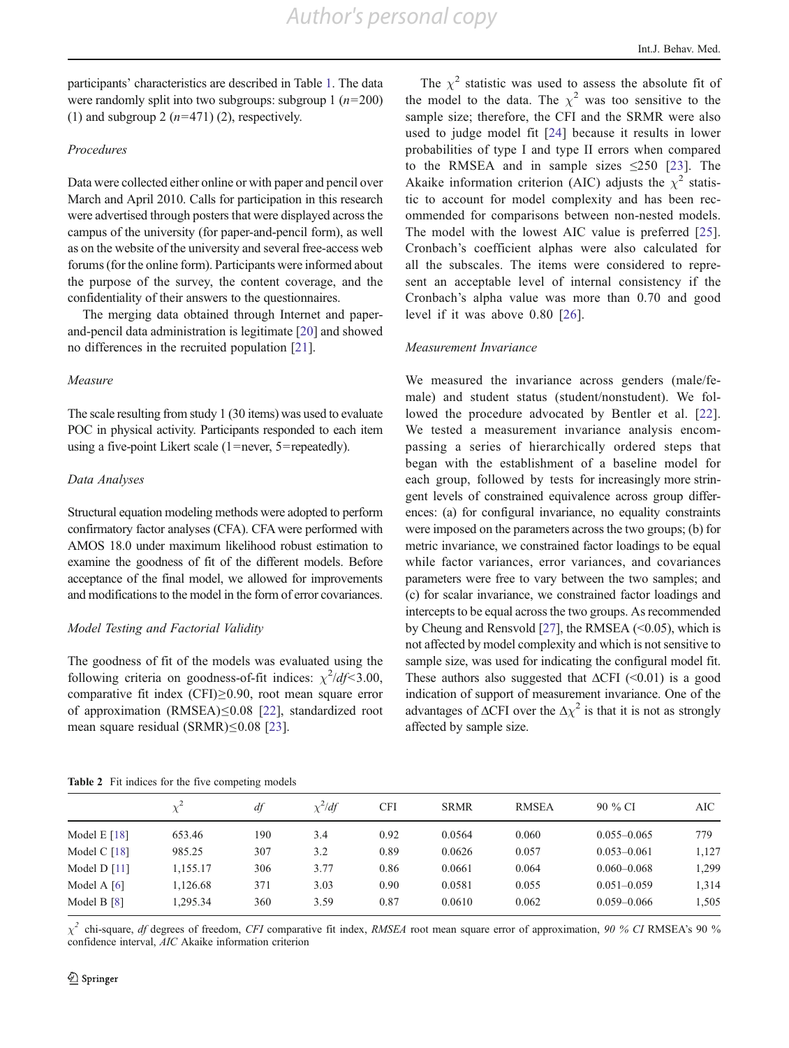participants' characteristics are described in Table 1. The data were randomly split into two subgroups: subgroup 1 ($n$=200) (1) and subgroup 2 ($n$=471) (2), respectively.

### *Procedures*

Data were collected either online or with paper and pencil over March and April 2010. Calls for participation in this research were advertised through posters that were displayed across the campus of the university (for paper-and-pencil form), as well as on the website of the university and several free-access web forums (for the online form). Participants were informed about the purpose of the survey, the content coverage, and the confidentiality of their answers to the questionnaires.

The merging data obtained through Internet and paper-and-pencil data administration is legitimate [20] and showed no differences in the recruited population [21].

### *Measure*

The scale resulting from study 1 (30 items) was used to evaluate POC in physical activity. Participants responded to each item using a five-point Likert scale (1=never, 5=repeatedly).

### *Data Analyses*

Structural equation modeling methods were adopted to perform confirmatory factor analyses (CFA). CFA were performed with AMOS 18.0 under maximum likelihood robust estimation to examine the goodness of fit of the different models. Before acceptance of the final model, we allowed for improvements and modifications to the model in the form of error covariances.

### *Model Testing and Factorial Validity*

The goodness of fit of the models was evaluated using the following criteria on goodness-of-fit indices: $\chi^2/df$<3.00, comparative fit index (CFI)≥0.90, root mean square error of approximation (RMSEA)≤0.08 [22], standardized root mean square residual (SRMR)≤0.08 [23].

The $\chi^2$ statistic was used to assess the absolute fit of the model to the data. The $\chi^2$ was too sensitive to the sample size; therefore, the CFI and the SRMR were also used to judge model fit [24] because it results in lower probabilities of type I and type II errors when compared to the RMSEA and in sample sizes ≤250 [23]. The Akaike information criterion (AIC) adjusts the $\chi^2$ statistic to account for model complexity and has been recommended for comparisons between non-nested models. The model with the lowest AIC value is preferred [25]. Cronbach's coefficient alphas were also calculated for all the subscales. The items were considered to represent an acceptable level of internal consistency if the Cronbach's alpha value was more than 0.70 and good level if it was above 0.80 [26].

### *Measurement Invariance*

We measured the invariance across genders (male/female) and student status (student/nonstudent). We followed the procedure advocated by Bentler et al. [22]. We tested a measurement invariance analysis encompassing a series of hierarchically ordered steps that began with the establishment of a baseline model for each group, followed by tests for increasingly more stringent levels of constrained equivalence across group differences: (a) for configural invariance, no equality constraints were imposed on the parameters across the two groups; (b) for metric invariance, we constrained factor loadings to be equal while factor variances, error variances, and covariances parameters were free to vary between the two samples; and (c) for scalar invariance, we constrained factor loadings and intercepts to be equal across the two groups. As recommended by Cheung and Rensvold [27], the RMSEA (<0.05), which is not affected by model complexity and which is not sensitive to sample size, was used for indicating the configural model fit. These authors also suggested that ΔCFI (<0.01) is a good indication of support of measurement invariance. One of the advantages of ΔCFI over the $\Delta\chi^2$ is that it is not as strongly affected by sample size.

**Table 2** Fit indices for the five competing models

| | $\chi^2$ | *df* | $\chi^2/df$ | CFI | SRMR | RMSEA | 90 % CI | AIC |
|---|---|---|---|---|---|---|---|---|
| Model E [18] | 653.46 | 190 | 3.4 | 0.92 | 0.0564 | 0.060 | 0.055–0.065 | 779 |
| Model C [18] | 985.25 | 307 | 3.2 | 0.89 | 0.0626 | 0.057 | 0.053–0.061 | 1,127 |
| Model D [11] | 1,155.17 | 306 | 3.77 | 0.86 | 0.0661 | 0.064 | 0.060–0.068 | 1,299 |
| Model A [6] | 1,126.68 | 371 | 3.03 | 0.90 | 0.0581 | 0.055 | 0.051–0.059 | 1,314 |
| Model B [8] | 1,295.34 | 360 | 3.59 | 0.87 | 0.0610 | 0.062 | 0.059–0.066 | 1,505 |

$\chi^2$ chi-square, *df* degrees of freedom, *CFI* comparative fit index, *RMSEA* root mean square error of approximation, *90 % CI* RMSEA's 90 % confidence interval, *AIC* Akaike information criterion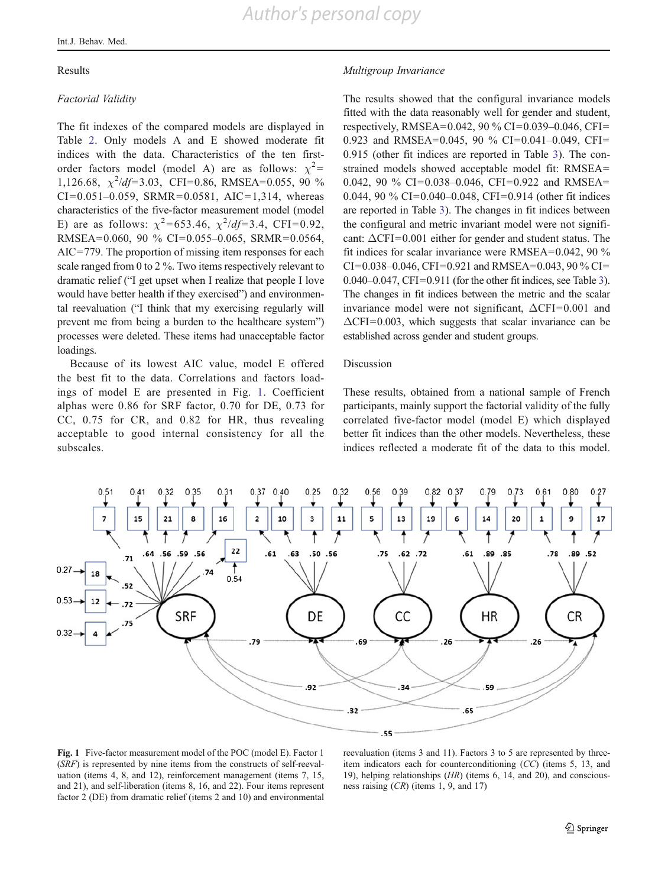## Results

### *Factorial Validity*

The fit indexes of the compared models are displayed in Table 2. Only models A and E showed moderate fit indices with the data. Characteristics of the ten first-order factors model (model A) are as follows: $\chi^2$=1,126.68, $\chi^2/df$=3.03, CFI=0.86, RMSEA=0.055, 90 % CI=0.051–0.059, SRMR=0.0581, AIC=1,314, whereas characteristics of the five-factor measurement model (model E) are as follows: $\chi^2$=653.46, $\chi^2/df$=3.4, CFI=0.92, RMSEA=0.060, 90 % CI=0.055–0.065, SRMR=0.0564, AIC=779. The proportion of missing item responses for each scale ranged from 0 to 2 %. Two items respectively relevant to dramatic relief ("I get upset when I realize that people I love would have better health if they exercised") and environmental reevaluation ("I think that my exercising regularly will prevent me from being a burden to the healthcare system") processes were deleted. These items had unacceptable factor loadings.

Because of its lowest AIC value, model E offered the best fit to the data. Correlations and factors loadings of model E are presented in Fig. 1. Coefficient alphas were 0.86 for SRF factor, 0.70 for DE, 0.73 for CC, 0.75 for CR, and 0.82 for HR, thus revealing acceptable to good internal consistency for all the subscales.

### *Multigroup Invariance*

The results showed that the configural invariance models fitted with the data reasonably well for gender and student, respectively, RMSEA=0.042, 90 % CI=0.039–0.046, CFI=0.923 and RMSEA=0.045, 90 % CI=0.041–0.049, CFI=0.915 (other fit indices are reported in Table 3). The constrained models showed acceptable model fit: RMSEA=0.042, 90 % CI=0.038–0.046, CFI=0.922 and RMSEA=0.044, 90 % CI=0.040–0.048, CFI=0.914 (other fit indices are reported in Table 3). The changes in fit indices between the configural and metric invariant model were not significant: ΔCFI=0.001 either for gender and student status. The fit indices for scalar invariance were RMSEA=0.042, 90 % CI=0.038–0.046, CFI=0.921 and RMSEA=0.043, 90 % CI=0.040–0.047, CFI=0.911 (for the other fit indices, see Table 3). The changes in fit indices between the metric and the scalar invariance model were not significant, ΔCFI=0.001 and ΔCFI=0.003, which suggests that scalar invariance can be established across gender and student groups.

## Discussion

These results, obtained from a national sample of French participants, mainly support the factorial validity of the fully correlated five-factor model (model E) which displayed better fit indices than the other models. Nevertheless, these indices reflected a moderate fit of the data to this model.

**Fig. 1** Five-factor measurement model of the POC (model E). Factor 1 (*SRF*) is represented by nine items from the constructs of self-reevaluation (items 4, 8, and 12), reinforcement management (items 7, 15, and 21), and self-liberation (items 8, 16, and 22). Four items represent factor 2 (DE) from dramatic relief (items 2 and 10) and environmental reevaluation (items 3 and 11). Factors 3 to 5 are represented by three-item indicators each for counterconditioning (*CC*) (items 5, 13, and 19), helping relationships (*HR*) (items 6, 14, and 20), and consciousness raising (*CR*) (items 1, 9, and 17)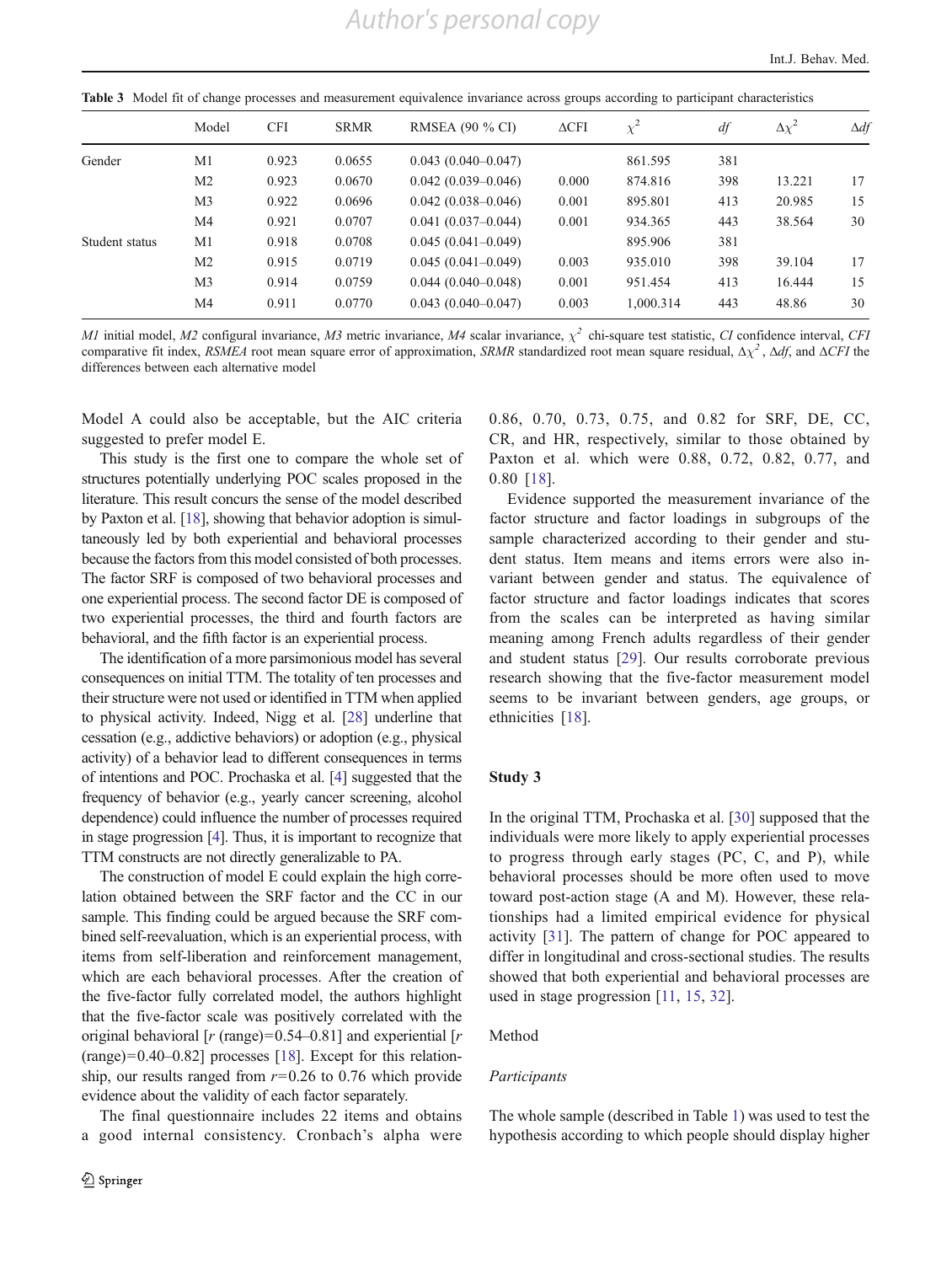**Table 3** Model fit of change processes and measurement equivalence invariance across groups according to participant characteristics

| | Model | CFI | SRMR | RMSEA (90 % CI) | ΔCFI | $\chi^2$ | *df* | $\Delta\chi^2$ | Δ*df* |
|---|---|---|---|---|---|---|---|---|---|
| Gender | M1 | 0.923 | 0.0655 | 0.043 (0.040–0.047) | | 861.595 | 381 | | |
| | M2 | 0.923 | 0.0670 | 0.042 (0.039–0.046) | 0.000 | 874.816 | 398 | 13.221 | 17 |
| | M3 | 0.922 | 0.0696 | 0.042 (0.038–0.046) | 0.001 | 895.801 | 413 | 20.985 | 15 |
| | M4 | 0.921 | 0.0707 | 0.041 (0.037–0.044) | 0.001 | 934.365 | 443 | 38.564 | 30 |
| Student status | M1 | 0.918 | 0.0708 | 0.045 (0.041–0.049) | | 895.906 | 381 | | |
| | M2 | 0.915 | 0.0719 | 0.045 (0.041–0.049) | 0.003 | 935.010 | 398 | 39.104 | 17 |
| | M3 | 0.914 | 0.0759 | 0.044 (0.040–0.048) | 0.001 | 951.454 | 413 | 16.444 | 15 |
| | M4 | 0.911 | 0.0770 | 0.043 (0.040–0.047) | 0.003 | 1,000.314 | 443 | 48.86 | 30 |

*M1* initial model, *M2* configural invariance, *M3* metric invariance, *M4* scalar invariance, $\chi^2$ chi-square test statistic, *CI* confidence interval, *CFI* comparative fit index, *RSMEA* root mean square error of approximation, *SRMR* standardized root mean square residual, $\Delta\chi^2$, Δ*df*, and Δ*CFI* the differences between each alternative model

Model A could also be acceptable, but the AIC criteria suggested to prefer model E.

This study is the first one to compare the whole set of structures potentially underlying POC scales proposed in the literature. This result concurs the sense of the model described by Paxton et al. [18], showing that behavior adoption is simultaneously led by both experiential and behavioral processes because the factors from this model consisted of both processes. The factor SRF is composed of two behavioral processes and one experiential process. The second factor DE is composed of two experiential processes, the third and fourth factors are behavioral, and the fifth factor is an experiential process.

The identification of a more parsimonious model has several consequences on initial TTM. The totality of ten processes and their structure were not used or identified in TTM when applied to physical activity. Indeed, Nigg et al. [28] underline that cessation (e.g., addictive behaviors) or adoption (e.g., physical activity) of a behavior lead to different consequences in terms of intentions and POC. Prochaska et al. [4] suggested that the frequency of behavior (e.g., yearly cancer screening, alcohol dependence) could influence the number of processes required in stage progression [4]. Thus, it is important to recognize that TTM constructs are not directly generalizable to PA.

The construction of model E could explain the high correlation obtained between the SRF factor and the CC in our sample. This finding could be argued because the SRF combined self-reevaluation, which is an experiential process, with items from self-liberation and reinforcement management, which are each behavioral processes. After the creation of the five-factor fully correlated model, the authors highlight that the five-factor scale was positively correlated with the original behavioral [*r* (range)=0.54–0.81] and experiential [*r* (range)=0.40–0.82] processes [18]. Except for this relationship, our results ranged from *r*=0.26 to 0.76 which provide evidence about the validity of each factor separately.

The final questionnaire includes 22 items and obtains a good internal consistency. Cronbach's alpha were 0.86, 0.70, 0.73, 0.75, and 0.82 for SRF, DE, CC, CR, and HR, respectively, similar to those obtained by Paxton et al. which were 0.88, 0.72, 0.82, 0.77, and 0.80 [18].

Evidence supported the measurement invariance of the factor structure and factor loadings in subgroups of the sample characterized according to their gender and student status. Item means and items errors were also invariant between gender and status. The equivalence of factor structure and factor loadings indicates that scores from the scales can be interpreted as having similar meaning among French adults regardless of their gender and student status [29]. Our results corroborate previous research showing that the five-factor measurement model seems to be invariant between genders, age groups, or ethnicities [18].

## Study 3

In the original TTM, Prochaska et al. [30] supposed that the individuals were more likely to apply experiential processes to progress through early stages (PC, C, and P), while behavioral processes should be more often used to move toward post-action stage (A and M). However, these relationships had a limited empirical evidence for physical activity [31]. The pattern of change for POC appeared to differ in longitudinal and cross-sectional studies. The results showed that both experiential and behavioral processes are used in stage progression [11, 15, 32].

### Method

*Participants*

The whole sample (described in Table 1) was used to test the hypothesis according to which people should display higher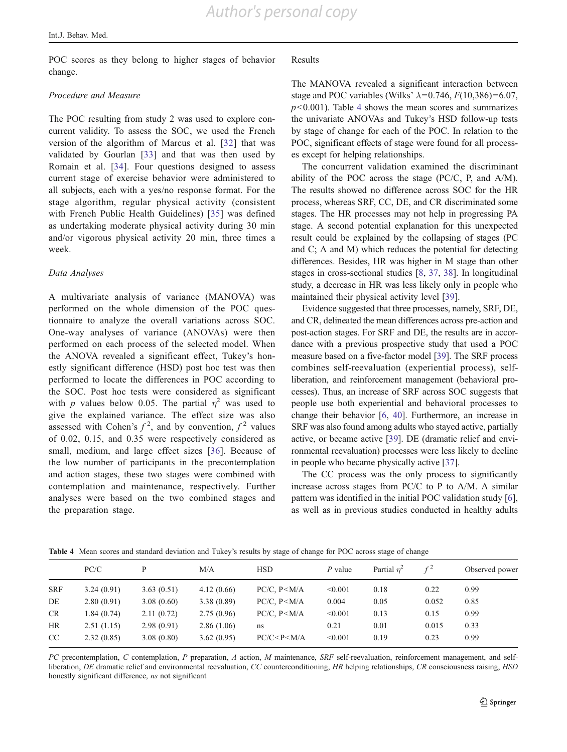POC scores as they belong to higher stages of behavior change.

### Procedure and Measure

The POC resulting from study 2 was used to explore concurrent validity. To assess the SOC, we used the French version of the algorithm of Marcus et al. [32] that was validated by Gourlan [33] and that was then used by Romain et al. [34]. Four questions designed to assess current stage of exercise behavior were administered to all subjects, each with a yes/no response format. For the stage algorithm, regular physical activity (consistent with French Public Health Guidelines) [35] was defined as undertaking moderate physical activity during 30 min and/or vigorous physical activity 20 min, three times a week.

### Data Analyses

A multivariate analysis of variance (MANOVA) was performed on the whole dimension of the POC questionnaire to analyze the overall variations across SOC. One-way analyses of variance (ANOVAs) were then performed on each process of the selected model. When the ANOVA revealed a significant effect, Tukey's honestly significant difference (HSD) post hoc test was then performed to locate the differences in POC according to the SOC. Post hoc tests were considered as significant with $p$ values below 0.05. The partial $\eta^2$ was used to give the explained variance. The effect size was also assessed with Cohen's $f^2$, and by convention, $f^2$ values of 0.02, 0.15, and 0.35 were respectively considered as small, medium, and large effect sizes [36]. Because of the low number of participants in the precontemplation and action stages, these two stages were combined with contemplation and maintenance, respectively. Further analyses were based on the two combined stages and the preparation stage.

### Results

The MANOVA revealed a significant interaction between stage and POC variables (Wilks' $\lambda=0.746$, $F(10,386)=6.07$, $p<0.001$). Table 4 shows the mean scores and summarizes the univariate ANOVAs and Tukey's HSD follow-up tests by stage of change for each of the POC. In relation to the POC, significant effects of stage were found for all processes except for helping relationships.

The concurrent validation examined the discriminant ability of the POC across the stage (PC/C, P, and A/M). The results showed no difference across SOC for the HR process, whereas SRF, CC, DE, and CR discriminated some stages. The HR processes may not help in progressing PA stage. A second potential explanation for this unexpected result could be explained by the collapsing of stages (PC and C; A and M) which reduces the potential for detecting differences. Besides, HR was higher in M stage than other stages in cross-sectional studies [8, 37, 38]. In longitudinal study, a decrease in HR was less likely only in people who maintained their physical activity level [39].

Evidence suggested that three processes, namely, SRF, DE, and CR, delineated the mean differences across pre-action and post-action stages. For SRF and DE, the results are in accordance with a previous prospective study that used a POC measure based on a five-factor model [39]. The SRF process combines self-reevaluation (experiential process), self-liberation, and reinforcement management (behavioral processes). Thus, an increase of SRF across SOC suggests that people use both experiential and behavioral processes to change their behavior [6, 40]. Furthermore, an increase in SRF was also found among adults who stayed active, partially active, or became active [39]. DE (dramatic relief and environmental reevaluation) processes were less likely to decline in people who became physically active [37].

The CC process was the only process to significantly increase across stages from PC/C to P to A/M. A similar pattern was identified in the initial POC validation study [6], as well as in previous studies conducted in healthy adults

**Table 4** Mean scores and standard deviation and Tukey's results by stage of change for POC across stage of change

| | PC/C | P | M/A | HSD | $P$ value | Partial $\eta^2$ | $f^2$ | Observed power |
|---|---|---|---|---|---|---|---|---|
| SRF | 3.24 (0.91) | 3.63 (0.51) | 4.12 (0.66) | PC/C, P<M/A | <0.001 | 0.18 | 0.22 | 0.99 |
| DE | 2.80 (0.91) | 3.08 (0.60) | 3.38 (0.89) | PC/C, P<M/A | 0.004 | 0.05 | 0.052 | 0.85 |
| CR | 1.84 (0.74) | 2.11 (0.72) | 2.75 (0.96) | PC/C, P<M/A | <0.001 | 0.13 | 0.15 | 0.99 |
| HR | 2.51 (1.15) | 2.98 (0.91) | 2.86 (1.06) | ns | 0.21 | 0.01 | 0.015 | 0.33 |
| CC | 2.32 (0.85) | 3.08 (0.80) | 3.62 (0.95) | PC/C<P<M/A | <0.001 | 0.19 | 0.23 | 0.99 |

*PC* precontemplation, *C* contemplation, *P* preparation, *A* action, *M* maintenance, *SRF* self-reevaluation, reinforcement management, and self-liberation, *DE* dramatic relief and environmental reevaluation, *CC* counterconditioning, *HR* helping relationships, *CR* consciousness raising, *HSD* honestly significant difference, *ns* not significant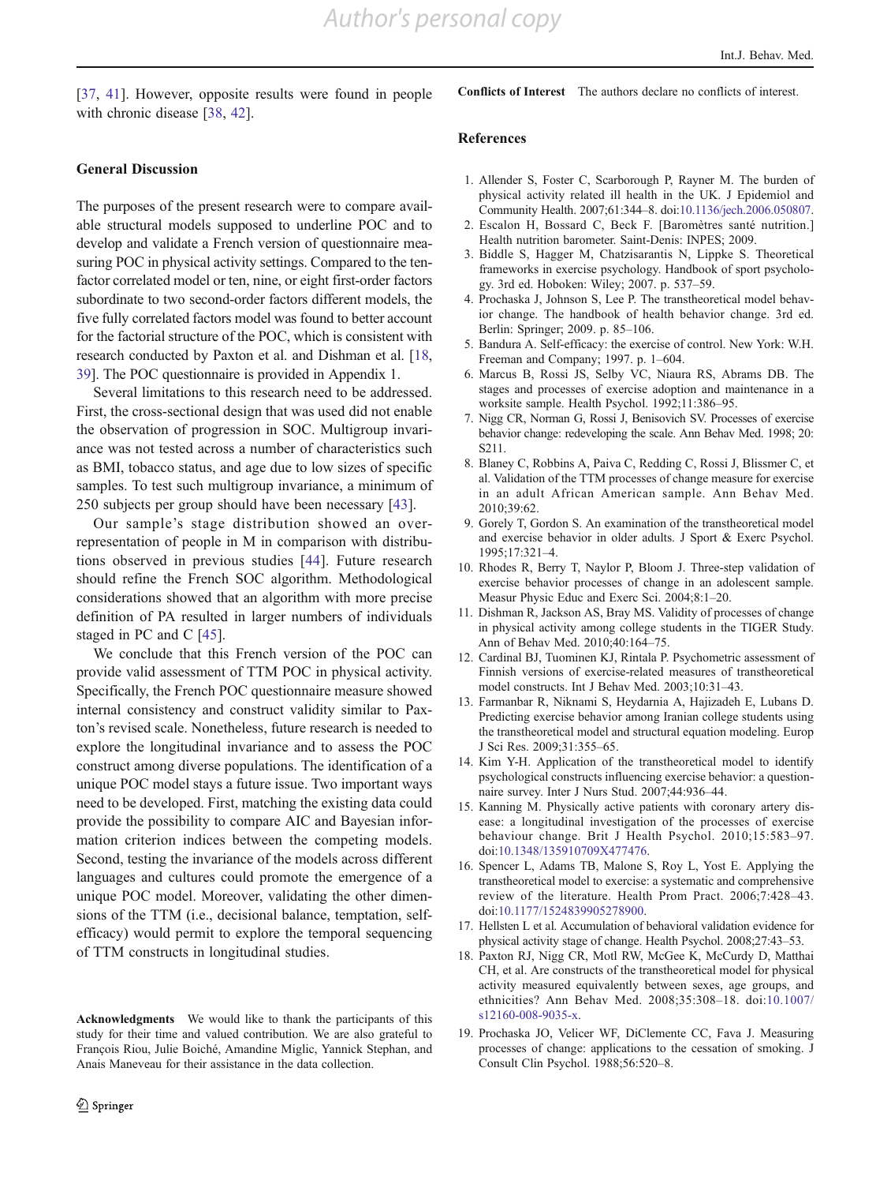[37, 41]. However, opposite results were found in people with chronic disease [38, 42].

## General Discussion

The purposes of the present research were to compare available structural models supposed to underline POC and to develop and validate a French version of questionnaire measuring POC in physical activity settings. Compared to the ten-factor correlated model or ten, nine, or eight first-order factors subordinate to two second-order factors different models, the five fully correlated factors model was found to better account for the factorial structure of the POC, which is consistent with research conducted by Paxton et al. and Dishman et al. [18, 39]. The POC questionnaire is provided in Appendix 1.

Several limitations to this research need to be addressed. First, the cross-sectional design that was used did not enable the observation of progression in SOC. Multigroup invariance was not tested across a number of characteristics such as BMI, tobacco status, and age due to low sizes of specific samples. To test such multigroup invariance, a minimum of 250 subjects per group should have been necessary [43].

Our sample's stage distribution showed an overrepresentation of people in M in comparison with distributions observed in previous studies [44]. Future research should refine the French SOC algorithm. Methodological considerations showed that an algorithm with more precise definition of PA resulted in larger numbers of individuals staged in PC and C [45].

We conclude that this French version of the POC can provide valid assessment of TTM POC in physical activity. Specifically, the French POC questionnaire measure showed internal consistency and construct validity similar to Paxton's revised scale. Nonetheless, future research is needed to explore the longitudinal invariance and to assess the POC construct among diverse populations. The identification of a unique POC model stays a future issue. Two important ways need to be developed. First, matching the existing data could provide the possibility to compare AIC and Bayesian information criterion indices between the competing models. Second, testing the invariance of the models across different languages and cultures could promote the emergence of a unique POC model. Moreover, validating the other dimensions of the TTM (i.e., decisional balance, temptation, self-efficacy) would permit to explore the temporal sequencing of TTM constructs in longitudinal studies.

**Acknowledgments** We would like to thank the participants of this study for their time and valued contribution. We are also grateful to François Riou, Julie Boiché, Amandine Miglic, Yannick Stephan, and Anais Maneveau for their assistance in the data collection.

**Conflicts of Interest** The authors declare no conflicts of interest.

## References

1. Allender S, Foster C, Scarborough P, Rayner M. The burden of physical activity related ill health in the UK. J Epidemiol and Community Health. 2007;61:344–8. doi:10.1136/jech.2006.050807.
2. Escalon H, Bossard C, Beck F. [Baromètres santé nutrition.] Health nutrition barometer. Saint-Denis: INPES; 2009.
3. Biddle S, Hagger M, Chatzisarantis N, Lippke S. Theoretical frameworks in exercise psychology. Handbook of sport psychology. 3rd ed. Hoboken: Wiley; 2007. p. 537–59.
4. Prochaska J, Johnson S, Lee P. The transtheoretical model behavior change. The handbook of health behavior change. 3rd ed. Berlin: Springer; 2009. p. 85–106.
5. Bandura A. Self-efficacy: the exercise of control. New York: W.H. Freeman and Company; 1997. p. 1–604.
6. Marcus B, Rossi JS, Selby VC, Niaura RS, Abrams DB. The stages and processes of exercise adoption and maintenance in a worksite sample. Health Psychol. 1992;11:386–95.
7. Nigg CR, Norman G, Rossi J, Benisovich SV. Processes of exercise behavior change: redeveloping the scale. Ann Behav Med. 1998; 20: S211.
8. Blaney C, Robbins A, Paiva C, Redding C, Rossi J, Blissmer C, et al. Validation of the TTM processes of change measure for exercise in an adult African American sample. Ann Behav Med. 2010;39:62.
9. Gorely T, Gordon S. An examination of the transtheoretical model and exercise behavior in older adults. J Sport & Exerc Psychol. 1995;17:321–4.
10. Rhodes R, Berry T, Naylor P, Bloom J. Three-step validation of exercise behavior processes of change in an adolescent sample. Measur Physic Educ and Exerc Sci. 2004;8:1–20.
11. Dishman R, Jackson AS, Bray MS. Validity of processes of change in physical activity among college students in the TIGER Study. Ann of Behav Med. 2010;40:164–75.
12. Cardinal BJ, Tuominen KJ, Rintala P. Psychometric assessment of Finnish versions of exercise-related measures of transtheoretical model constructs. Int J Behav Med. 2003;10:31–43.
13. Farmanbar R, Niknami S, Heydarnia A, Hajizadeh E, Lubans D. Predicting exercise behavior among Iranian college students using the transtheoretical model and structural equation modeling. Europ J Sci Res. 2009;31:355–65.
14. Kim Y-H. Application of the transtheoretical model to identify psychological constructs influencing exercise behavior: a questionnaire survey. Inter J Nurs Stud. 2007;44:936–44.
15. Kanning M. Physically active patients with coronary artery disease: a longitudinal investigation of the processes of exercise behaviour change. Brit J Health Psychol. 2010;15:583–97. doi:10.1348/135910709X477476.
16. Spencer L, Adams TB, Malone S, Roy L, Yost E. Applying the transtheoretical model to exercise: a systematic and comprehensive review of the literature. Health Prom Pract. 2006;7:428–43. doi:10.1177/1524839905278900.
17. Hellsten L et al. Accumulation of behavioral validation evidence for physical activity stage of change. Health Psychol. 2008;27:43–53.
18. Paxton RJ, Nigg CR, Motl RW, McGee K, McCurdy D, Matthai CH, et al. Are constructs of the transtheoretical model for physical activity measured equivalently between sexes, age groups, and ethnicities? Ann Behav Med. 2008;35:308–18. doi:10.1007/s12160-008-9035-x.
19. Prochaska JO, Velicer WF, DiClemente CC, Fava J. Measuring processes of change: applications to the cessation of smoking. J Consult Clin Psychol. 1988;56:520–8.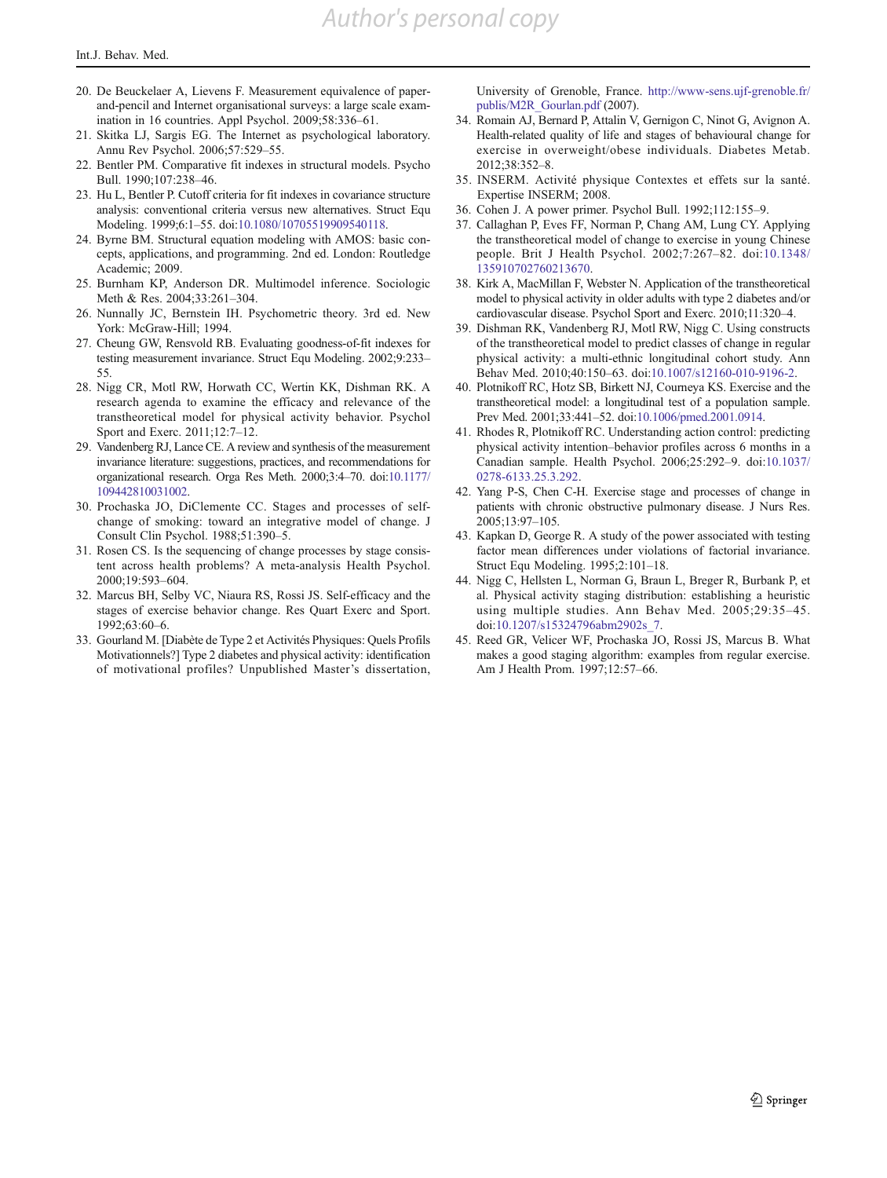20. De Beuckelaer A, Lievens F. Measurement equivalence of paper-and-pencil and Internet organisational surveys: a large scale examination in 16 countries. Appl Psychol. 2009;58:336–61.
21. Skitka LJ, Sargis EG. The Internet as psychological laboratory. Annu Rev Psychol. 2006;57:529–55.
22. Bentler PM. Comparative fit indexes in structural models. Psycho Bull. 1990;107:238–46.
23. Hu L, Bentler P. Cutoff criteria for fit indexes in covariance structure analysis: conventional criteria versus new alternatives. Struct Equ Modeling. 1999;6:1–55. doi:10.1080/10705519909540118.
24. Byrne BM. Structural equation modeling with AMOS: basic concepts, applications, and programming. 2nd ed. London: Routledge Academic; 2009.
25. Burnham KP, Anderson DR. Multimodel inference. Sociologic Meth & Res. 2004;33:261–304.
26. Nunnally JC, Bernstein IH. Psychometric theory. 3rd ed. New York: McGraw-Hill; 1994.
27. Cheung GW, Rensvold RB. Evaluating goodness-of-fit indexes for testing measurement invariance. Struct Equ Modeling. 2002;9:233–55.
28. Nigg CR, Motl RW, Horwath CC, Wertin KK, Dishman RK. A research agenda to examine the efficacy and relevance of the transtheoretical model for physical activity behavior. Psychol Sport and Exerc. 2011;12:7–12.
29. Vandenberg RJ, Lance CE. A review and synthesis of the measurement invariance literature: suggestions, practices, and recommendations for organizational research. Orga Res Meth. 2000;3:4–70. doi:10.1177/109442810031002.
30. Prochaska JO, DiClemente CC. Stages and processes of self-change of smoking: toward an integrative model of change. J Consult Clin Psychol. 1988;51:390–5.
31. Rosen CS. Is the sequencing of change processes by stage consistent across health problems? A meta-analysis Health Psychol. 2000;19:593–604.
32. Marcus BH, Selby VC, Niaura RS, Rossi JS. Self-efficacy and the stages of exercise behavior change. Res Quart Exerc and Sport. 1992;63:60–6.
33. Gourland M. [Diabète de Type 2 et Activités Physiques: Quels Profils Motivationnels?] Type 2 diabetes and physical activity: identification of motivational profiles? Unpublished Master's dissertation, University of Grenoble, France. http://www-sens.ujf-grenoble.fr/publis/M2R_Gourlan.pdf (2007).
34. Romain AJ, Bernard P, Attalin V, Gernigon C, Ninot G, Avignon A. Health-related quality of life and stages of behavioural change for exercise in overweight/obese individuals. Diabetes Metab. 2012;38:352–8.
35. INSERM. Activité physique Contextes et effets sur la santé. Expertise INSERM; 2008.
36. Cohen J. A power primer. Psychol Bull. 1992;112:155–9.
37. Callaghan P, Eves FF, Norman P, Chang AM, Lung CY. Applying the transtheoretical model of change to exercise in young Chinese people. Brit J Health Psychol. 2002;7:267–82. doi:10.1348/135910702760213670.
38. Kirk A, MacMillan F, Webster N. Application of the transtheoretical model to physical activity in older adults with type 2 diabetes and/or cardiovascular disease. Psychol Sport and Exerc. 2010;11:320–4.
39. Dishman RK, Vandenberg RJ, Motl RW, Nigg C. Using constructs of the transtheoretical model to predict classes of change in regular physical activity: a multi-ethnic longitudinal cohort study. Ann Behav Med. 2010;40:150–63. doi:10.1007/s12160-010-9196-2.
40. Plotnikoff RC, Hotz SB, Birkett NJ, Courneya KS. Exercise and the transtheoretical model: a longitudinal test of a population sample. Prev Med. 2001;33:441–52. doi:10.1006/pmed.2001.0914.
41. Rhodes R, Plotnikoff RC. Understanding action control: predicting physical activity intention–behavior profiles across 6 months in a Canadian sample. Health Psychol. 2006;25:292–9. doi:10.1037/0278-6133.25.3.292.
42. Yang P-S, Chen C-H. Exercise stage and processes of change in patients with chronic obstructive pulmonary disease. J Nurs Res. 2005;13:97–105.
43. Kapkan D, George R. A study of the power associated with testing factor mean differences under violations of factorial invariance. Struct Equ Modeling. 1995;2:101–18.
44. Nigg C, Hellsten L, Norman G, Braun L, Breger R, Burbank P, et al. Physical activity staging distribution: establishing a heuristic using multiple studies. Ann Behav Med. 2005;29:35–45. doi:10.1207/s15324796abm2902s_7.
45. Reed GR, Velicer WF, Prochaska JO, Rossi JS, Marcus B. What makes a good staging algorithm: examples from regular exercise. Am J Health Prom. 1997;12:57–66.